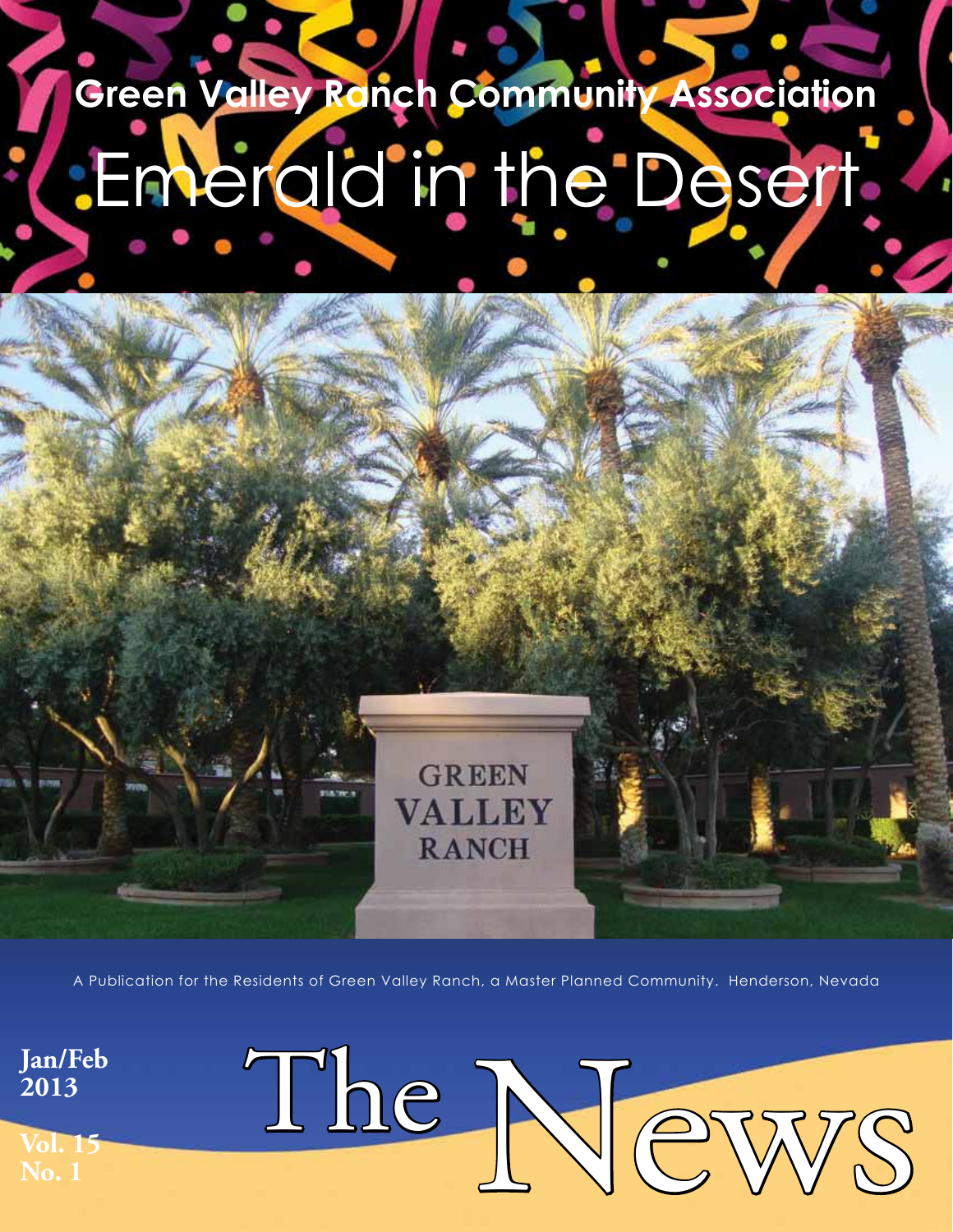# Green Valley Ranch Community Association

# Emerald in the Desert

A Publication for the Residents of Green Valley Ranch, a Master Planned Community. Henderson, Nevada

**Jan/Feb 2013**

**Vol. 15 No. 1**

# The News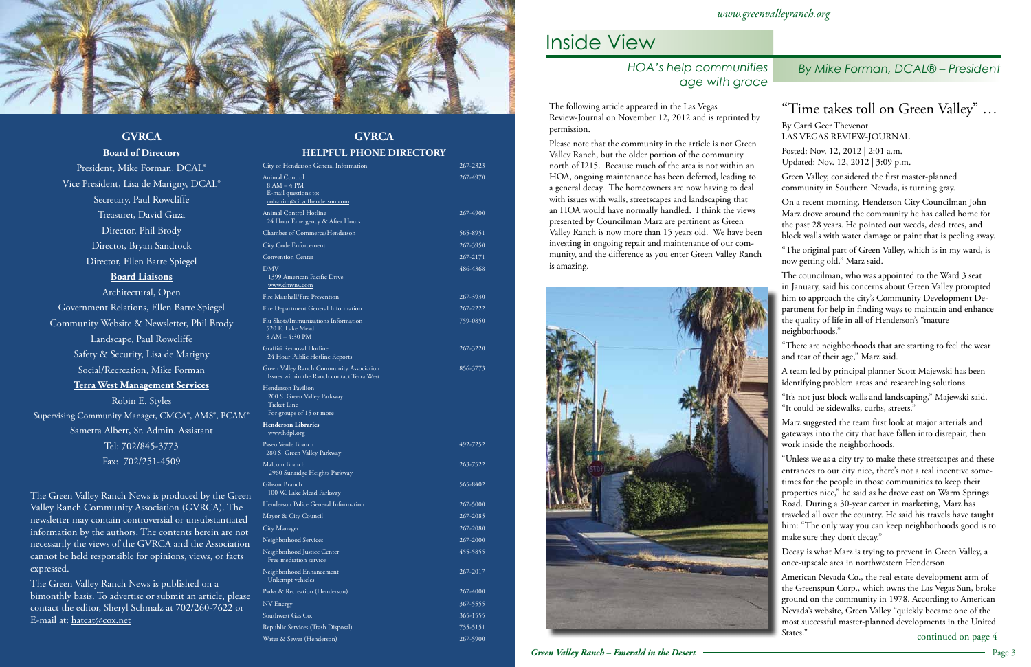## GVRCA

### Board of Directors

President, Mike Forman, DCAL®

Vice President, Lisa de Marigny, DCAL®

Secretary, Paul Rowcliffe

Treasurer, David Guza

Director, Phil Brody

Director, Bryan Sandrock

Director, Ellen Barre Spiegel

### Board Liaisons

Architectural, Open

Government Relations, Ellen Barre Spiegel

Community Website & Newsletter, Phil Brody

Landscape, Paul Rowcliffe

Safety & Security, Lisa de Marigny

Social/Recreation, Mike Forman

### Terra West Management Services

Robin E. Styles

Supervising Community Manager, CMCA®, AMS®, PCAM®

Sametra Albert, Sr. Admin. Assistant

Tel: 702/845-3773

Fax: 702/251-4509

The Green Valley Ranch News is produced by the Green Valley Ranch Community Association (GVRCA). The newsletter may contain controversial or unsubstantiated information by the authors. The contents herein are not necessarily the views of the GVRCA and the Association cannot be held responsible for opinions, views, or facts expressed.

The Green Valley Ranch News is published on a bimonthly basis. To advertise or submit an article, please contact the editor, Sheryl Schmalz at 702/260-7622 or E-mail at: hatcat@cox.net

## GVRCA

### HELPFUL PHONE DIRECTORY

| | |
|---|---|
| City of Henderson General Information | 267-2323 |
| Animal Control<br>8 AM – 4 PM<br>E-mail questions to:<br>cohanim@cityofhenderson.com | 267-4970 |
| Animal Control Hotline<br>24 Hour Emergency & After Hours | 267-4900 |
| Chamber of Commerce/Henderson | 565-8951 |
| City Code Enforcement | 267-3950 |
| Convention Center | 267-2171 |
| DMV<br>1399 American Pacific Drive<br>www.dmvnv.com | 486-4368 |
| Fire Marshall/Fire Prevention | 267-3930 |
| Fire Department General Information | 267-2222 |
| Flu Shots/Immunizations Information<br>520 E. Lake Mead<br>8 AM – 4:30 PM | 759-0850 |
| Graffiti Removal Hotline<br>24 Hour Public Hotline Reports | 267-3220 |
| Green Valley Ranch Community Association<br>Issues within the Ranch contact Terra West | 856-3773 |
| Henderson Pavilion<br>200 S. Green Valley Parkway<br>Ticket Line<br>For groups of 15 or more | |
| **Henderson Libraries**<br>www.hdpl.org | |
| Paseo Verde Branch<br>280 S. Green Valley Parkway | 492-7252 |
| Malcom Branch<br>2960 Sunridge Heights Parkway | 263-7522 |
| Gibson Branch<br>100 W. Lake Mead Parkway | 565-8402 |
| Henderson Police General Information | 267-5000 |
| Mayor & City Council | 267-2085 |
| City Manager | 267-2080 |
| Neighborhood Services | 267-2000 |
| Neighborhood Justice Center<br>Free mediation service | 455-5855 |
| Neighborhood Enhancement<br>Unkempt vehicles | 267-2017 |
| Parks & Recreation (Henderson) | 267-4000 |
| NV Energy | 367-5555 |
| Southwest Gas Co. | 365-1555 |
| Republic Services (Trash Disposal) | 735-5151 |
| Water & Sewer (Henderson) | 267-5900 |

# Inside View

## HOA's help communities age with grace

*By Mike Forman, DCAL® – President*

The following article appeared in the Las Vegas Review-Journal on November 12, 2012 and is reprinted by permission.

Please note that the community in the article is not Green Valley Ranch, but the older portion of the community north of I215. Because much of the area is not within an HOA, ongoing maintenance has been deferred, leading to a general decay. The homeowners are now having to deal with issues with walls, streetscapes and landscaping that an HOA would have normally handled. I think the views presented by Councilman Marz are pertinent as Green Valley Ranch is now more than 15 years old. We have been investing in ongoing repair and maintenance of our community, and the difference as you enter Green Valley Ranch is amazing.

## "Time takes toll on Green Valley" …

By Carri Geer Thevenot
LAS VEGAS REVIEW-JOURNAL

Posted: Nov. 12, 2012 | 2:01 a.m.
Updated: Nov. 12, 2012 | 3:09 p.m.

Green Valley, considered the first master-planned community in Southern Nevada, is turning gray.

On a recent morning, Henderson City Councilman John Marz drove around the community he has called home for the past 28 years. He pointed out weeds, dead trees, and block walls with water damage or paint that is peeling away.

"The original part of Green Valley, which is in my ward, is now getting old," Marz said.

The councilman, who was appointed to the Ward 3 seat in January, said his concerns about Green Valley prompted him to approach the city's Community Development Department for help in finding ways to maintain and enhance the quality of life in all of Henderson's "mature neighborhoods."

"There are neighborhoods that are starting to feel the wear and tear of their age," Marz said.

A team led by principal planner Scott Majewski has been identifying problem areas and researching solutions.

"It's not just block walls and landscaping," Majewski said. "It could be sidewalks, curbs, streets."

Marz suggested the team first look at major arterials and gateways into the city that have fallen into disrepair, then work inside the neighborhoods.

"Unless we as a city try to make these streetscapes and these entrances to our city nice, there's not a real incentive sometimes for the people in those communities to keep their properties nice," he said as he drove east on Warm Springs Road. During a 30-year career in marketing, Marz has traveled all over the country. He said his travels have taught him: "The only way you can keep neighborhoods good is to make sure they don't decay."

Decay is what Marz is trying to prevent in Green Valley, a once-upscale area in northwestern Henderson.

American Nevada Co., the real estate development arm of the Greenspun Corp., which owns the Las Vegas Sun, broke ground on the community in 1978. According to American Nevada's website, Green Valley "quickly became one of the most successful master-planned developments in the United States."

continued on page 4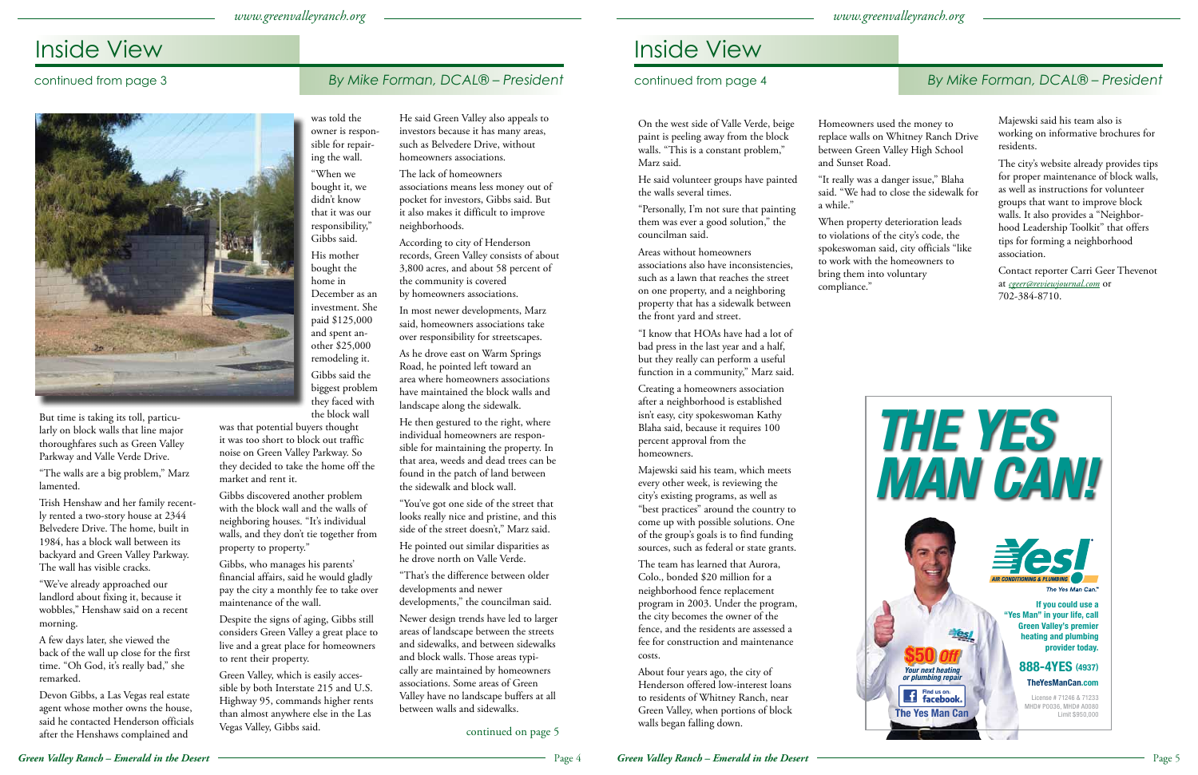# Inside View

continued from page 3

*By Mike Forman, DCAL® – President*

But time is taking its toll, particularly on block walls that line major thoroughfares such as Green Valley Parkway and Valle Verde Drive.

"The walls are a big problem," Marz lamented.

Trish Henshaw and her family recently rented a two-story house at 2344 Belvedere Drive. The home, built in 1984, has a block wall between its backyard and Green Valley Parkway. The wall has visible cracks.

"We've already approached our landlord about fixing it, because it wobbles," Henshaw said on a recent morning.

A few days later, she viewed the back of the wall up close for the first time. "Oh God, it's really bad," she remarked.

Devon Gibbs, a Las Vegas real estate agent whose mother owns the house, said he contacted Henderson officials after the Henshaws complained and was told the owner is responsible for repairing the wall.

"When we bought it, we didn't know that it was our responsibility," Gibbs said.

His mother bought the home in December as an investment. She paid $125,000 and spent another $25,000 remodeling it.

Gibbs said the biggest problem they faced with the block wall was that potential buyers thought it was too short to block out traffic noise on Green Valley Parkway. So they decided to take the home off the market and rent it.

Gibbs discovered another problem with the block wall and the walls of neighboring houses. "It's individual walls, and they don't tie together from property to property."

Gibbs, who manages his parents' financial affairs, said he would gladly pay the city a monthly fee to take over maintenance of the wall.

Despite the signs of aging, Gibbs still considers Green Valley a great place to live and a great place for homeowners to rent their property.

Green Valley, which is easily accessible by both Interstate 215 and U.S. Highway 95, commands higher rents than almost anywhere else in the Las Vegas Valley, Gibbs said.

He said Green Valley also appeals to investors because it has many areas, such as Belvedere Drive, without homeowners associations.

The lack of homeowners associations means less money out of pocket for investors, Gibbs said. But it also makes it difficult to improve neighborhoods.

According to city of Henderson records, Green Valley consists of about 3,800 acres, and about 58 percent of the community is covered by homeowners associations.

In most newer developments, Marz said, homeowners associations take over responsibility for streetscapes.

As he drove east on Warm Springs Road, he pointed left toward an area where homeowners associations have maintained the block walls and landscape along the sidewalk.

He then gestured to the right, where individual homeowners are responsible for maintaining the property. In that area, weeds and dead trees can be found in the patch of land between the sidewalk and block wall.

"You've got one side of the street that looks really nice and pristine, and this side of the street doesn't," Marz said.

He pointed out similar disparities as he drove north on Valle Verde.

"That's the difference between older developments and newer developments," the councilman said.

Newer design trends have led to larger areas of landscape between the streets and sidewalks, and between sidewalks and block walls. Those areas typically are maintained by homeowners associations. Some areas of Green Valley have no landscape buffers at all between walls and sidewalks.

continued on page 5

# Inside View

continued from page 4

*By Mike Forman, DCAL® – President*

On the west side of Valle Verde, beige paint is peeling away from the block walls. "This is a constant problem," Marz said.

He said volunteer groups have painted the walls several times.

"Personally, I'm not sure that painting them was ever a good solution," the councilman said.

Areas without homeowners associations also have inconsistencies, such as a lawn that reaches the street on one property, and a neighboring property that has a sidewalk between the front yard and street.

"I know that HOAs have had a lot of bad press in the last year and a half, but they really can perform a useful function in a community," Marz said.

Creating a homeowners association after a neighborhood is established isn't easy, city spokeswoman Kathy Blaha said, because it requires 100 percent approval from the homeowners.

Majewski said his team, which meets every other week, is reviewing the city's existing programs, as well as "best practices" around the country to come up with possible solutions. One of the group's goals is to find funding sources, such as federal or state grants.

The team has learned that Aurora, Colo., bonded $20 million for a neighborhood fence replacement program in 2003. Under the program, the city becomes the owner of the fence, and the residents are assessed a fee for construction and maintenance costs.

About four years ago, the city of Henderson offered low-interest loans to residents of Whitney Ranch, near Green Valley, when portions of block walls began falling down.

Homeowners used the money to replace walls on Whitney Ranch Drive between Green Valley High School and Sunset Road.

"It really was a danger issue," Blaha said. "We had to close the sidewalk for a while."

When property deterioration leads to violations of the city's code, the spokeswoman said, city officials "like to work with the homeowners to bring them into voluntary compliance."

Majewski said his team also is working on informative brochures for residents.

The city's website already provides tips for proper maintenance of block walls, as well as instructions for volunteer groups that want to improve block walls. It also provides a "Neighborhood Leadership Toolkit" that offers tips for forming a neighborhood association.

Contact reporter Carri Geer Thevenot at cgeer@reviewjournal.com or 702-384-8710.

**THE YES MAN CAN!**

Yes! Air Conditioning & Plumbing — The Yes Man Can.™

If you could use a "Yes Man" in your life, call Green Valley's premier heating and plumbing provider today.

**888-4YES (4937)**

TheYesManCan.com

$50 Off Your next heating or plumbing repair

Find us on facebook. The Yes Man Can

License # 71246 & 71233 MHD# P0036, MHD# A0080 Limit $950,000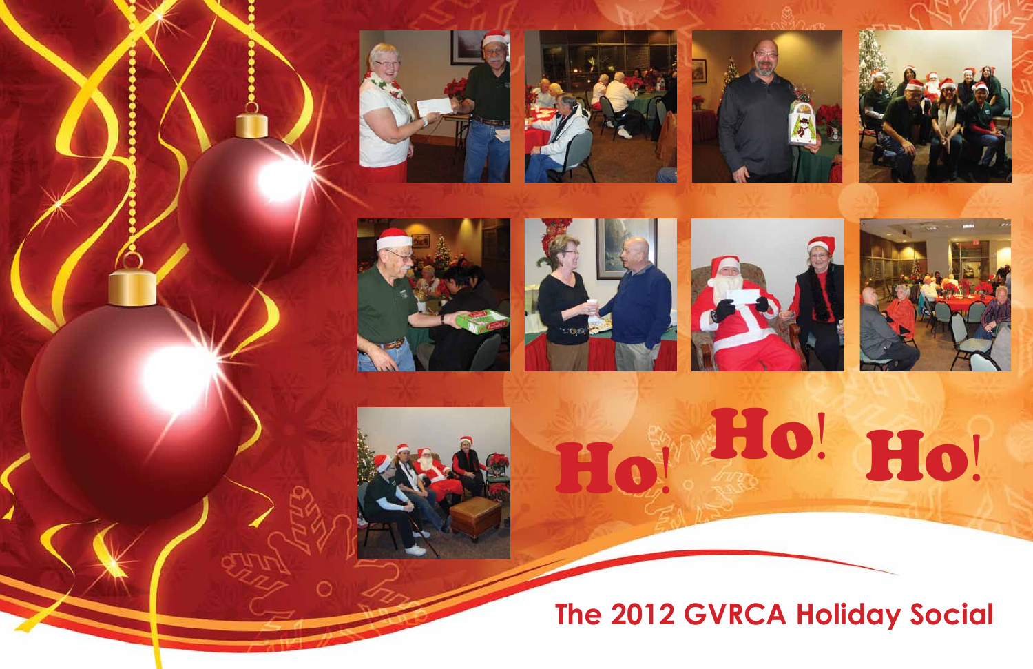# Ho! Ho! Ho!

## The 2012 GVRCA Holiday Social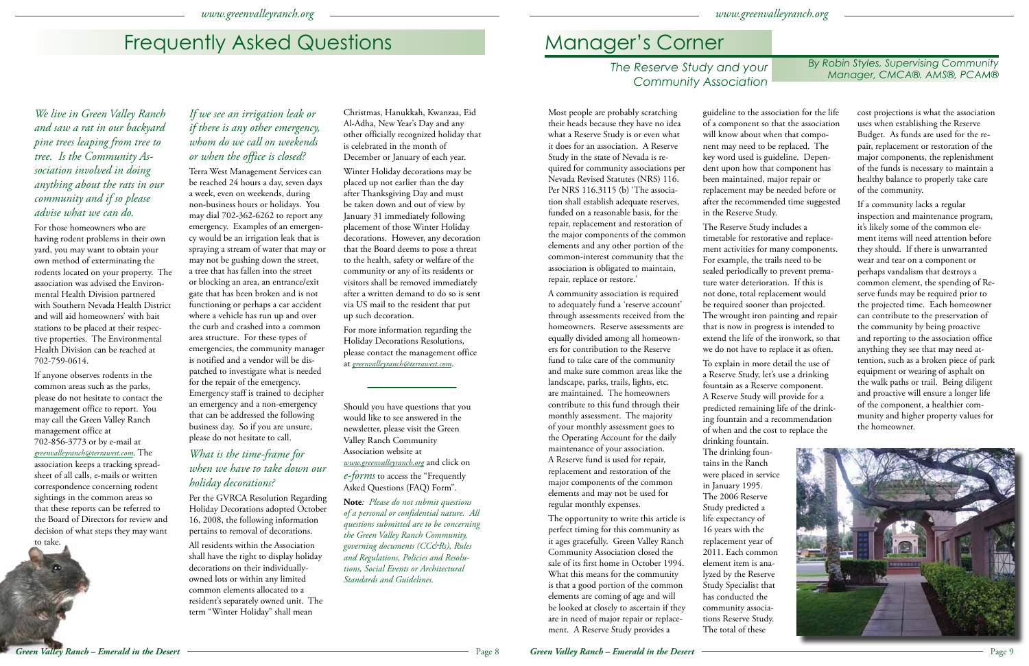# Frequently Asked Questions

*We live in Green Valley Ranch and saw a rat in our backyard pine trees leaping from tree to tree. Is the Community Association involved in doing anything about the rats in our community and if so please advise what we can do.*

For those homeowners who are having rodent problems in their own yard, you may want to obtain your own method of exterminating the rodents located on your property. The association was advised the Environmental Health Division partnered with Southern Nevada Health District and will aid homeowners' with bait stations to be placed at their respective properties. The Environmental Health Division can be reached at 702-759-0614.

If anyone observes rodents in the common areas such as the parks, please do not hesitate to contact the management office to report. You may call the Green Valley Ranch management office at 702-856-3773 or by e-mail at *greenvalleyranch@terrawest.com*. The association keeps a tracking spreadsheet of all calls, e-mails or written correspondence concerning rodent sightings in the common areas so that these reports can be referred to the Board of Directors for review and decision of what steps they may want to take.

## *If we see an irrigation leak or if there is any other emergency, whom do we call on weekends or when the office is closed?*

Terra West Management Services can be reached 24 hours a day, seven days a week, even on weekends, during non-business hours or holidays. You may dial 702-362-6262 to report any emergency. Examples of an emergency would be an irrigation leak that is spraying a stream of water that may or may not be gushing down the street, a tree that has fallen into the street or blocking an area, an entrance/exit gate that has been broken and is not functioning or perhaps a car accident where a vehicle has run up and over the curb and crashed into a common area structure. For these types of emergencies, the community manager is notified and a vendor will be dispatched to investigate what is needed for the repair of the emergency. Emergency staff is trained to decipher an emergency and a non-emergency that can be addressed the following business day. So if you are unsure, please do not hesitate to call.

## *What is the time-frame for when we have to take down our holiday decorations?*

Per the GVRCA Resolution Regarding Holiday Decorations adopted October 16, 2008, the following information pertains to removal of decorations.

All residents within the Association shall have the right to display holiday decorations on their individually-owned lots or within any limited common elements allocated to a resident's separately owned unit. The term "Winter Holiday" shall mean Christmas, Hanukkah, Kwanzaa, Eid Al-Adha, New Year's Day and any other officially recognized holiday that is celebrated in the month of December or January of each year.

Winter Holiday decorations may be placed up not earlier than the day after Thanksgiving Day and must be taken down and out of view by January 31 immediately following placement of those Winter Holiday decorations. However, any decoration that the Board deems to pose a threat to the health, safety or welfare of the community or any of its residents or visitors shall be removed immediately after a written demand to do so is sent via US mail to the resident that put up such decoration.

For more information regarding the Holiday Decorations Resolutions, please contact the management office at *greenvalleyranch@terrawest.com*.

---

Should you have questions that you would like to see answered in the newsletter, please visit the Green Valley Ranch Community Association website at *www.greenvalleyranch.org* and click on *e-forms* to access the "Frequently Asked Questions (FAQ) Form".

**Note***: Please do not submit questions of a personal or confidential nature. All questions submitted are to be concerning the Green Valley Ranch Community, governing documents (CC&Rs), Rules and Regulations, Policies and Resolutions, Social Events or Architectural Standards and Guidelines.*

# Manager's Corner

## *The Reserve Study and your Community Association*

*By Robin Styles, Supervising Community Manager, CMCA®. AMS®, PCAM®*

Most people are probably scratching their heads because they have no idea what a Reserve Study is or even what it does for an association. A Reserve Study in the state of Nevada is required for community associations per Nevada Revised Statutes (NRS) 116. Per NRS 116.3115 (b) 'The association shall establish adequate reserves, funded on a reasonable basis, for the repair, replacement and restoration of the major components of the common elements and any other portion of the common-interest community that the association is obligated to maintain, repair, replace or restore.'

A community association is required to adequately fund a 'reserve account' through assessments received from the homeowners. Reserve assessments are equally divided among all homeowners for contribution to the Reserve fund to take care of the community and make sure common areas like the landscape, parks, trails, lights, etc. are maintained. The homeowners contribute to this fund through their monthly assessment. The majority of your monthly assessment goes to the Operating Account for the daily maintenance of your association. A Reserve fund is used for repair, replacement and restoration of the major components of the common elements and may not be used for regular monthly expenses.

The opportunity to write this article is perfect timing for this community as it ages gracefully. Green Valley Ranch Community Association closed the sale of its first home in October 1994. What this means for the community is that a good portion of the common elements are coming of age and will be looked at closely to ascertain if they are in need of major repair or replacement. A Reserve Study provides a guideline to the association for the life of a component so that the association will know about when that component may need to be replaced. The key word used is guideline. Dependent upon how that component has been maintained, major repair or replacement may be needed before or after the recommended time suggested in the Reserve Study.

The Reserve Study includes a timetable for restorative and replacement activities for many components. For example, the trails need to be sealed periodically to prevent premature water deterioration. If this is not done, total replacement would be required sooner than projected. The wrought iron painting and repair that is now in progress is intended to extend the life of the ironwork, so that we do not have to replace it as often.

To explain in more detail the use of a Reserve Study, let's use a drinking fountain as a Reserve component. A Reserve Study will provide for a predicted remaining life of the drinking fountain and a recommendation of when and the cost to replace the drinking fountain. The drinking fountains in the Ranch were placed in service in January 1995. The 2006 Reserve Study predicted a life expectancy of 16 years with the replacement year of 2011. Each common element item is analyzed by the Reserve Study Specialist that has conducted the community associations Reserve Study. The total of these cost projections is what the association uses when establishing the Reserve Budget. As funds are used for the repair, replacement or restoration of the major components, the replenishment of the funds is necessary to maintain a healthy balance to properly take care of the community.

If a community lacks a regular inspection and maintenance program, it's likely some of the common element items will need attention before they should. If there is unwarranted wear and tear on a component or perhaps vandalism that destroys a common element, the spending of Reserve funds may be required prior to the projected time. Each homeowner can contribute to the preservation of the community by being proactive and reporting to the association office anything they see that may need attention, such as a broken piece of park equipment or wearing of asphalt on the walk paths or trail. Being diligent and proactive will ensure a longer life of the component, a healthier community and higher property values for the homeowner.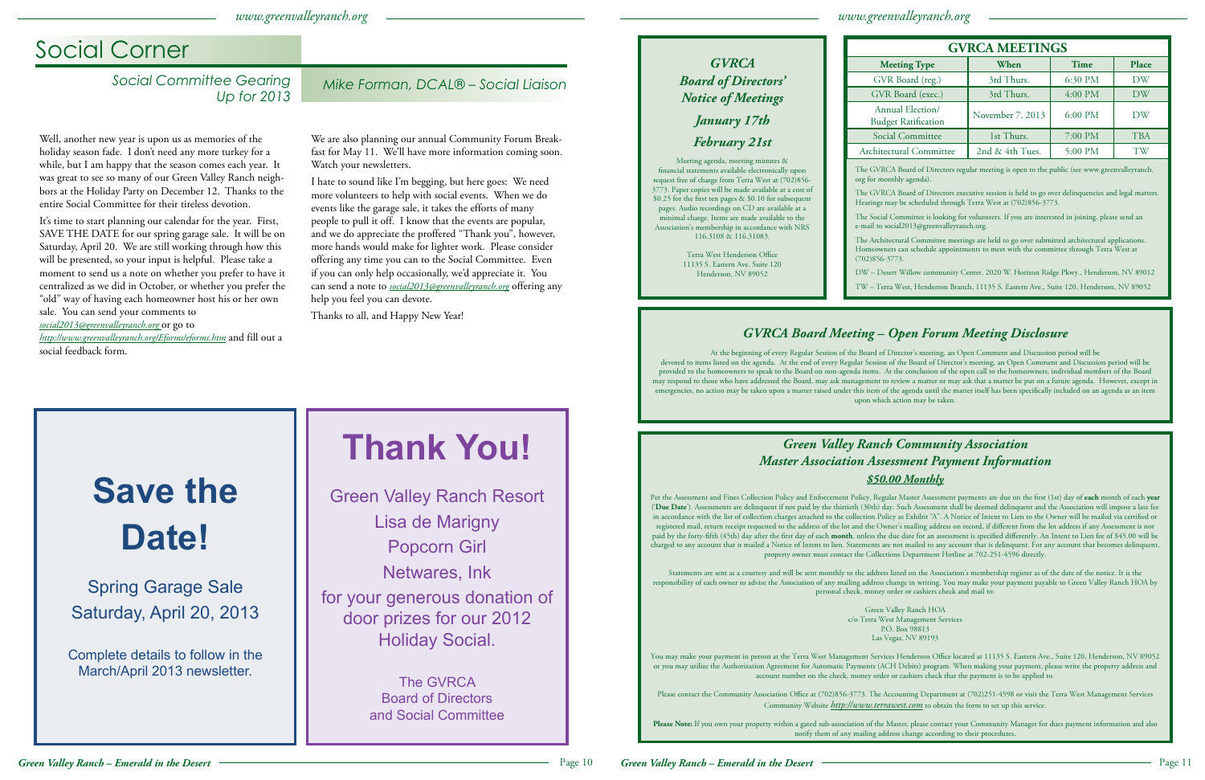# Social Corner

## Social Committee Gearing Up for 2013

*Mike Forman, DCAL® – Social Liaison*

Well, another new year is upon us as memories of the holiday season fade. I don't need any more turkey for a while, but I am happy that the season comes each year. It was great to see so many of our Green Valley Ranch neighbors at the Holiday Party on December 12. Thanks to the entire Social Committee for their tireless devotion.

It's time to start planning our calendar for the year. First, SAVE THE DATE for our spring garage sale. It will be on Saturday, April 20. We are still working through how this will be presented, so your input is helpful. Please take a moment to send us a note on whether you prefer to have it centralized as we did in October, or whether you prefer the "old" way of having each homeowner host his or her own sale. You can send your comments to social2013@greenvalleyranch.org or go to http://www.greenvalleyranch.org/Eforms/eforms.htm and fill out a social feedback form.

We are also planning our annual Community Forum Breakfast for May 11. We'll have more information coming soon. Watch your newsletters.

I hate to sound like I'm begging, but here goes: We need more volunteers to help with social events. When we do events like the garage sale, it takes the efforts of many people to pull it off. I know that the events are popular, and we do appreciate the proffered "Thank you", however, more hands would make for lighter work. Please consider offering any time you can to the Social Committee. Even if you can only help occasionally, we'd appreciate it. You can send a note to social2013@greenvalleyranch.org offering any help you feel you can devote.

Thanks to all, and Happy New Year!

# Save the Date!

Spring Garage Sale
Saturday, April 20, 2013

Complete details to follow in the March/April 2013 newsletter.

# Thank You!

Green Valley Ranch Resort
Lisa de Marigny
Popcorn Girl
Netwares, Ink

for your generous donation of door prizes for our 2012 Holiday Social.

The GVRCA
Board of Directors
and Social Committee

## *GVRCA Board of Directors' Notice of Meetings*

***January 17th***

***February 21st***

Meeting agenda, meeting minutes & financial statements available electronically upon request free of charge from Terra West at (702)856-3773. Paper copies will be made available at a cost of $0.25 for the first ten pages & $0.10 for subsequent pages. Audio recordings on CD are available at a minimal charge. Items are made available to the Association's membership in accordance with NRS 116.3108 & 116.31083.

Terra West Henderson Office
11135 S. Eastern Ave. Suite 120
Henderson, NV 89052

## GVRCA MEETINGS

| Meeting Type | When | Time | Place |
|---|---|---|---|
| GVR Board (reg.) | 3rd Thurs. | 6:30 PM | DW |
| GVR Board (exec.) | 3rd Thurs. | 4:00 PM | DW |
| Annual Election/ Budget Ratification | November 7, 2013 | 6:00 PM | DW |
| Social Committee | 1st Thurs. | 7:00 PM | TBA |
| Architectural Committee | 2nd & 4th Tues. | 5:00 PM | TW |

The GVRCA Board of Directors regular meeting is open to the public (see www.greenvalleyranch.org for monthly agenda).

The GVRCA Board of Directors executive session is held to go over delinquencies and legal matters. Hearings may be scheduled through Terra West at (702)856-3773.

The Social Committee is looking for volunteers. If you are interested in joining, please send an e-mail to social2013@greenvalleyranch.org.

The Architectural Committee meetings are held to go over submitted architectural applications. Homeowners can schedule appointments to meet with the committee through Terra West at (702)856-3773.

DW – Desert Willow community Center, 2020 W. Horizon Ridge Pkwy., Henderson, NV 89012

TW – Terra West, Henderson Branch, 11135 S. Eastern Ave., Suite 120, Henderson, NV 89052

## *GVRCA Board Meeting – Open Forum Meeting Disclosure*

At the beginning of every Regular Session of the Board of Director's meeting, an Open Comment and Discussion period will be devoted to items listed on the agenda. At the end of every Regular Session of the Board of Director's meeting, an Open Comment and Discussion period will be provided to the homeowners to speak to the Board on non-agenda items. At the conclusion of the open call to the homeowners, individual members of the Board may respond to those who have addressed the Board, may ask management to review a matter or may ask that a matter be put on a future agenda. However, except in emergencies, no action may be taken upon a matter raised under this item of the agenda until the matter itself has been specifically included on an agenda as an item upon which action may be taken.

## *Green Valley Ranch Community Association Master Association Assessment Payment Information*

***$50.00 Monthly***

Per the Assessment and Fines Collection Policy and Enforcement Policy, Regular Master Assessment payments are due on the first (1st) day of **each** month of each **year** ('**Due Date**'). Assessments are delinquent if not paid by the thirtieth (30th) day. Such Assessment shall be deemed delinquent and the Association will impose a late fee in accordance with the list of collection charges attached to the collection Policy as Exhibit "A". A Notice of Intent to Lien to the Owner will be mailed via certified or registered mail, return receipt requested to the address of the lot and the Owner's mailing address on record, if different from the lot address if any Assessment is not paid by the forty-fifth (45th) day after the first day of each **month**, unless the due date for an assessment is specified differently. An Intent to Lien fee of $45.00 will be charged to any account that is mailed a Notice of Intent to lien. Statements are not mailed to any account that is delinquent. For any account that becomes delinquent, property owner must contact the Collections Department Hotline at 702-251-4596 directly.

Statements are sent as a courtesy and will be sent monthly to the address listed on the Association's membership register as of the date of the notice. It is the responsibility of each owner to advise the Association of any mailing address change in writing. You may make your payment payable to Green Valley Ranch HOA by personal check, money order or cashiers check and mail to:

Green Valley Ranch HOA
c/o Terra West Management Services
P.O. Box 98813
Las Vegas, NV 89193

You may make your payment in person at the Terra West Management Services Henderson Office located at 11135 S. Eastern Ave., Suite 120, Henderson, NV 89052 or you may utilize the Authorization Agreement for Automatic Payments (ACH Debits) program. When making your payment, please write the property address and account number on the check, money order or cashiers check that the payment is to be applied to.

Please contact the Community Association Office at (702)856-3773. The Accounting Department at (702)251-4598 or visit the Terra West Management Services Community Website *http://www.terrawest.com* to obtain the form to set up this service.

**Please Note:** If you own your property within a gated sub-association of the Master, please contact your Community Manager for dues payment information and also notify them of any mailing address change according to their procedures.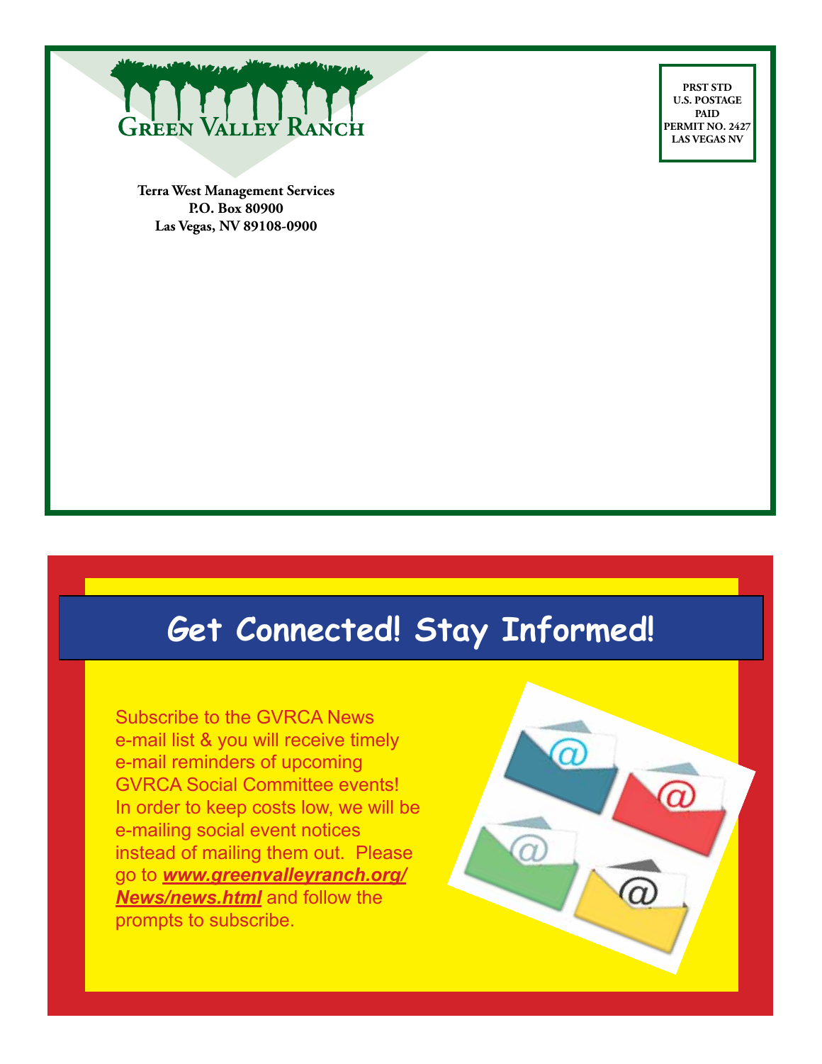GREEN VALLEY RANCH

**Terra West Management Services**
**P.O. Box 80900**
**Las Vegas, NV 89108-0900**

**PRST STD**
**U.S. POSTAGE**
**PAID**
**PERMIT NO. 2427**
**LAS VEGAS NV**

# Get Connected! Stay Informed!

Subscribe to the GVRCA News e-mail list & you will receive timely e-mail reminders of upcoming GVRCA Social Committee events! In order to keep costs low, we will be e-mailing social event notices instead of mailing them out. Please go to ***www.greenvalleyranch.org/News/news.html*** and follow the prompts to subscribe.